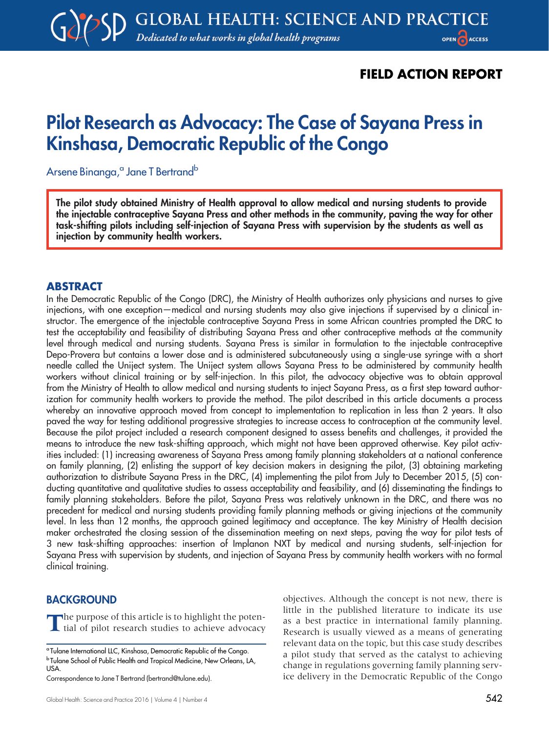**FIELD ACTION REPORT**

# Pilot Research as Advocacy: The Case of Sayana Press in Kinshasa, Democratic Republic of the Congo

Arsene Binanga,[a] Jane T Bertrand[b]

**The pilot study obtained Ministry of Health approval to allow medical and nursing students to provide the injectable contraceptive Sayana Press and other methods in the community, paving the way for other task-shifting pilots including self-injection of Sayana Press with supervision by the students as well as injection by community health workers.**

## ABSTRACT

In the Democratic Republic of the Congo (DRC), the Ministry of Health authorizes only physicians and nurses to give injections, with one exception—medical and nursing students may also give injections if supervised by a clinical instructor. The emergence of the injectable contraceptive Sayana Press in some African countries prompted the DRC to test the acceptability and feasibility of distributing Sayana Press and other contraceptive methods at the community level through medical and nursing students. Sayana Press is similar in formulation to the injectable contraceptive Depo-Provera but contains a lower dose and is administered subcutaneously using a single-use syringe with a short needle called the Uniject system. The Uniject system allows Sayana Press to be administered by community health workers without clinical training or by self-injection. In this pilot, the advocacy objective was to obtain approval from the Ministry of Health to allow medical and nursing students to inject Sayana Press, as a first step toward authorization for community health workers to provide the method. The pilot described in this article documents a process whereby an innovative approach moved from concept to implementation to replication in less than 2 years. It also paved the way for testing additional progressive strategies to increase access to contraception at the community level. Because the pilot project included a research component designed to assess benefits and challenges, it provided the means to introduce the new task-shifting approach, which might not have been approved otherwise. Key pilot activities included: (1) increasing awareness of Sayana Press among family planning stakeholders at a national conference on family planning, (2) enlisting the support of key decision makers in designing the pilot, (3) obtaining marketing authorization to distribute Sayana Press in the DRC, (4) implementing the pilot from July to December 2015, (5) conducting quantitative and qualitative studies to assess acceptability and feasibility, and (6) disseminating the findings to family planning stakeholders. Before the pilot, Sayana Press was relatively unknown in the DRC, and there was no precedent for medical and nursing students providing family planning methods or giving injections at the community level. In less than 12 months, the approach gained legitimacy and acceptance. The key Ministry of Health decision maker orchestrated the closing session of the dissemination meeting on next steps, paving the way for pilot tests of 3 new task-shifting approaches: insertion of Implanon NXT by medical and nursing students, self-injection for Sayana Press with supervision by students, and injection of Sayana Press by community health workers with no formal clinical training.

## BACKGROUND

The purpose of this article is to highlight the potential of pilot research studies to achieve advocacy objectives. Although the concept is not new, there is little in the published literature to indicate its use as a best practice in international family planning. Research is usually viewed as a means of generating relevant data on the topic, but this case study describes a pilot study that served as the catalyst to achieving change in regulations governing family planning service delivery in the Democratic Republic of the Congo

[a] Tulane International LLC, Kinshasa, Democratic Republic of the Congo.
[b] Tulane School of Public Health and Tropical Medicine, New Orleans, LA, USA.
Correspondence to Jane T Bertrand (bertrand@tulane.edu).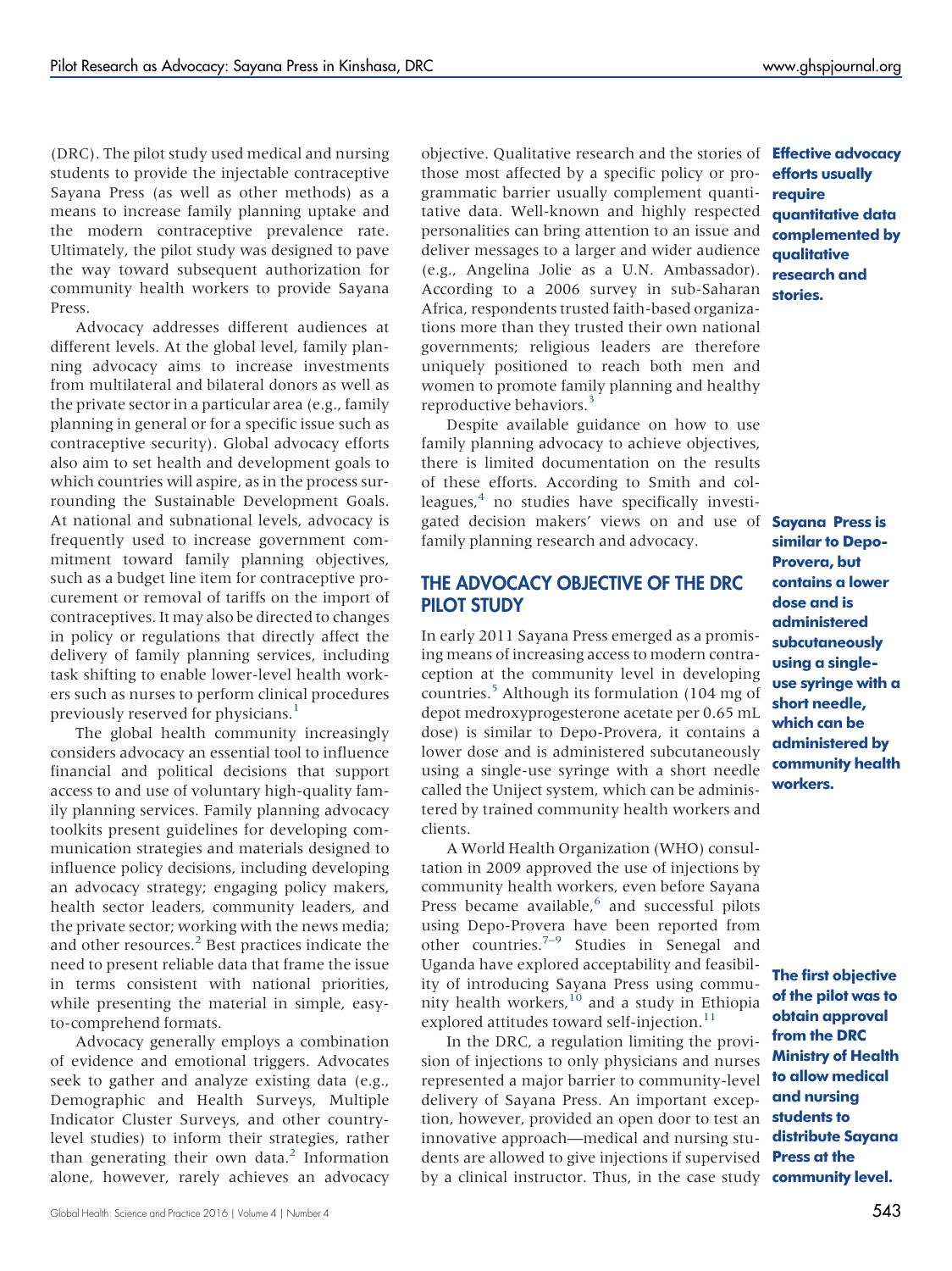(DRC). The pilot study used medical and nursing students to provide the injectable contraceptive Sayana Press (as well as other methods) as a means to increase family planning uptake and the modern contraceptive prevalence rate. Ultimately, the pilot study was designed to pave the way toward subsequent authorization for community health workers to provide Sayana Press.

Advocacy addresses different audiences at different levels. At the global level, family planning advocacy aims to increase investments from multilateral and bilateral donors as well as the private sector in a particular area (e.g., family planning in general or for a specific issue such as contraceptive security). Global advocacy efforts also aim to set health and development goals to which countries will aspire, as in the process surrounding the Sustainable Development Goals. At national and subnational levels, advocacy is frequently used to increase government commitment toward family planning objectives, such as a budget line item for contraceptive procurement or removal of tariffs on the import of contraceptives. It may also be directed to changes in policy or regulations that directly affect the delivery of family planning services, including task shifting to enable lower-level health workers such as nurses to perform clinical procedures previously reserved for physicians.[1]

The global health community increasingly considers advocacy an essential tool to influence financial and political decisions that support access to and use of voluntary high-quality family planning services. Family planning advocacy toolkits present guidelines for developing communication strategies and materials designed to influence policy decisions, including developing an advocacy strategy; engaging policy makers, health sector leaders, community leaders, and the private sector; working with the news media; and other resources.[2] Best practices indicate the need to present reliable data that frame the issue in terms consistent with national priorities, while presenting the material in simple, easy-to-comprehend formats.

Advocacy generally employs a combination of evidence and emotional triggers. Advocates seek to gather and analyze existing data (e.g., Demographic and Health Surveys, Multiple Indicator Cluster Surveys, and other country-level studies) to inform their strategies, rather than generating their own data.[2] Information alone, however, rarely achieves an advocacy objective. Qualitative research and the stories of those most affected by a specific policy or programmatic barrier usually complement quantitative data. Well-known and highly respected personalities can bring attention to an issue and deliver messages to a larger and wider audience (e.g., Angelina Jolie as a U.N. Ambassador). According to a 2006 survey in sub-Saharan Africa, respondents trusted faith-based organizations more than they trusted their own national governments; religious leaders are therefore uniquely positioned to reach both men and women to promote family planning and healthy reproductive behaviors.[3]

**Effective advocacy efforts usually require quantitative data complemented by qualitative research and stories.**

Despite available guidance on how to use family planning advocacy to achieve objectives, there is limited documentation on the results of these efforts. According to Smith and colleagues,[4] no studies have specifically investigated decision makers' views on and use of family planning research and advocacy.

## THE ADVOCACY OBJECTIVE OF THE DRC PILOT STUDY

In early 2011 Sayana Press emerged as a promising means of increasing access to modern contraception at the community level in developing countries.[5] Although its formulation (104 mg of depot medroxyprogesterone acetate per 0.65 mL dose) is similar to Depo-Provera, it contains a lower dose and is administered subcutaneously using a single-use syringe with a short needle called the Uniject system, which can be administered by trained community health workers and clients.

**Sayana Press is similar to Depo-Provera, but contains a lower dose and is administered subcutaneously using a single-use syringe with a short needle, which can be administered by community health workers.**

A World Health Organization (WHO) consultation in 2009 approved the use of injections by community health workers, even before Sayana Press became available,[6] and successful pilots using Depo-Provera have been reported from other countries.[7–9] Studies in Senegal and Uganda have explored acceptability and feasibility of introducing Sayana Press using community health workers,[10] and a study in Ethiopia explored attitudes toward self-injection.[11]

In the DRC, a regulation limiting the provision of injections to only physicians and nurses represented a major barrier to community-level delivery of Sayana Press. An important exception, however, provided an open door to test an innovative approach—medical and nursing students are allowed to give injections if supervised by a clinical instructor. Thus, in the case study

**The first objective of the pilot was to obtain approval from the DRC Ministry of Health to allow medical and nursing students to distribute Sayana Press at the community level.**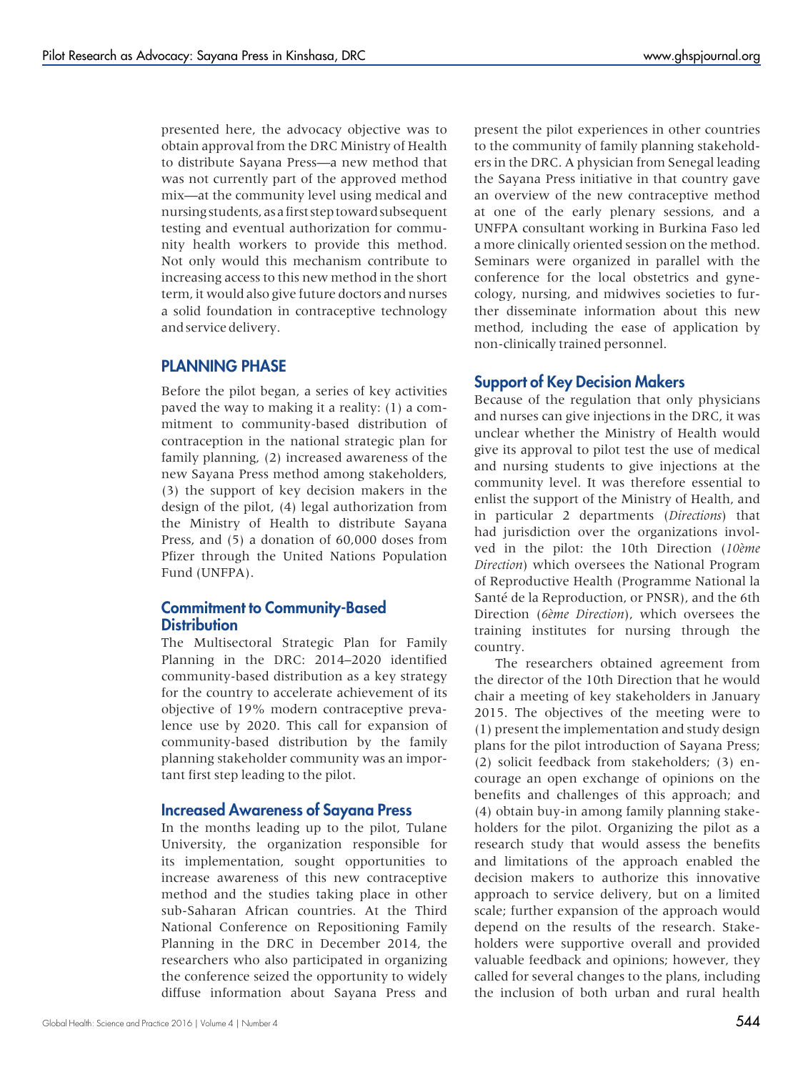presented here, the advocacy objective was to obtain approval from the DRC Ministry of Health to distribute Sayana Press—a new method that was not currently part of the approved method mix—at the community level using medical and nursing students, as a first step toward subsequent testing and eventual authorization for community health workers to provide this method. Not only would this mechanism contribute to increasing access to this new method in the short term, it would also give future doctors and nurses a solid foundation in contraceptive technology and service delivery.

## PLANNING PHASE

Before the pilot began, a series of key activities paved the way to making it a reality: (1) a commitment to community-based distribution of contraception in the national strategic plan for family planning, (2) increased awareness of the new Sayana Press method among stakeholders, (3) the support of key decision makers in the design of the pilot, (4) legal authorization from the Ministry of Health to distribute Sayana Press, and (5) a donation of 60,000 doses from Pfizer through the United Nations Population Fund (UNFPA).

### Commitment to Community-Based Distribution

The Multisectoral Strategic Plan for Family Planning in the DRC: 2014–2020 identified community-based distribution as a key strategy for the country to accelerate achievement of its objective of 19% modern contraceptive prevalence use by 2020. This call for expansion of community-based distribution by the family planning stakeholder community was an important first step leading to the pilot.

### Increased Awareness of Sayana Press

In the months leading up to the pilot, Tulane University, the organization responsible for its implementation, sought opportunities to increase awareness of this new contraceptive method and the studies taking place in other sub-Saharan African countries. At the Third National Conference on Repositioning Family Planning in the DRC in December 2014, the researchers who also participated in organizing the conference seized the opportunity to widely diffuse information about Sayana Press and present the pilot experiences in other countries to the community of family planning stakeholders in the DRC. A physician from Senegal leading the Sayana Press initiative in that country gave an overview of the new contraceptive method at one of the early plenary sessions, and a UNFPA consultant working in Burkina Faso led a more clinically oriented session on the method. Seminars were organized in parallel with the conference for the local obstetrics and gynecology, nursing, and midwives societies to further disseminate information about this new method, including the ease of application by non-clinically trained personnel.

### Support of Key Decision Makers

Because of the regulation that only physicians and nurses can give injections in the DRC, it was unclear whether the Ministry of Health would give its approval to pilot test the use of medical and nursing students to give injections at the community level. It was therefore essential to enlist the support of the Ministry of Health, and in particular 2 departments (*Directions*) that had jurisdiction over the organizations involved in the pilot: the 10th Direction (*10ème Direction*) which oversees the National Program of Reproductive Health (Programme National la Santé de la Reproduction, or PNSR), and the 6th Direction (*6ème Direction*), which oversees the training institutes for nursing through the country.

The researchers obtained agreement from the director of the 10th Direction that he would chair a meeting of key stakeholders in January 2015. The objectives of the meeting were to (1) present the implementation and study design plans for the pilot introduction of Sayana Press; (2) solicit feedback from stakeholders; (3) encourage an open exchange of opinions on the benefits and challenges of this approach; and (4) obtain buy-in among family planning stakeholders for the pilot. Organizing the pilot as a research study that would assess the benefits and limitations of the approach enabled the decision makers to authorize this innovative approach to service delivery, but on a limited scale; further expansion of the approach would depend on the results of the research. Stakeholders were supportive overall and provided valuable feedback and opinions; however, they called for several changes to the plans, including the inclusion of both urban and rural health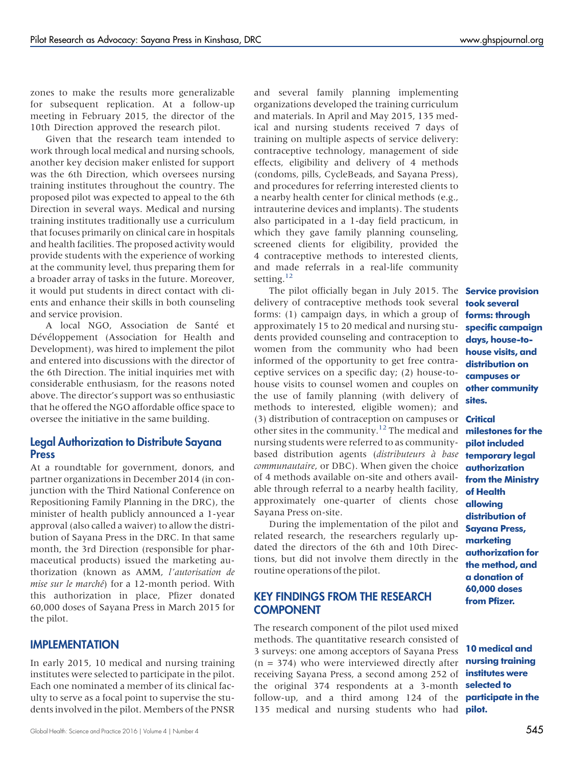zones to make the results more generalizable for subsequent replication. At a follow-up meeting in February 2015, the director of the 10th Direction approved the research pilot.

Given that the research team intended to work through local medical and nursing schools, another key decision maker enlisted for support was the 6th Direction, which oversees nursing training institutes throughout the country. The proposed pilot was expected to appeal to the 6th Direction in several ways. Medical and nursing training institutes traditionally use a curriculum that focuses primarily on clinical care in hospitals and health facilities. The proposed activity would provide students with the experience of working at the community level, thus preparing them for a broader array of tasks in the future. Moreover, it would put students in direct contact with clients and enhance their skills in both counseling and service provision.

A local NGO, Association de Santé et Dévéloppement (Association for Health and Development), was hired to implement the pilot and entered into discussions with the director of the 6th Direction. The initial inquiries met with considerable enthusiasm, for the reasons noted above. The director's support was so enthusiastic that he offered the NGO affordable office space to oversee the initiative in the same building.

### Legal Authorization to Distribute Sayana Press

At a roundtable for government, donors, and partner organizations in December 2014 (in conjunction with the Third National Conference on Repositioning Family Planning in the DRC), the minister of health publicly announced a 1-year approval (also called a waiver) to allow the distribution of Sayana Press in the DRC. In that same month, the 3rd Direction (responsible for pharmaceutical products) issued the marketing authorization (known as AMM, *l'autorisation de mise sur le marché*) for a 12-month period. With this authorization in place, Pfizer donated 60,000 doses of Sayana Press in March 2015 for the pilot.

**Critical milestones for the pilot included temporary legal authorization from the Ministry of Health allowing distribution of Sayana Press, marketing authorization for the method, and a donation of 60,000 doses from Pfizer.**

## IMPLEMENTATION

**10 medical and nursing training institutes were selected to participate in the pilot.**

In early 2015, 10 medical and nursing training institutes were selected to participate in the pilot. Each one nominated a member of its clinical faculty to serve as a focal point to supervise the students involved in the pilot. Members of the PNSR and several family planning implementing organizations developed the training curriculum and materials. In April and May 2015, 135 medical and nursing students received 7 days of training on multiple aspects of service delivery: contraceptive technology, management of side effects, eligibility and delivery of 4 methods (condoms, pills, CycleBeads, and Sayana Press), and procedures for referring interested clients to a nearby health center for clinical methods (e.g., intrauterine devices and implants). The students also participated in a 1-day field practicum, in which they gave family planning counseling, screened clients for eligibility, provided the 4 contraceptive methods to interested clients, and made referrals in a real-life community setting.[12]

**Service provision took several forms: through specific campaign days, house-to-house visits, and distribution on campuses or other community sites.**

The pilot officially began in July 2015. The delivery of contraceptive methods took several forms: (1) campaign days, in which a group of approximately 15 to 20 medical and nursing students provided counseling and contraception to women from the community who had been informed of the opportunity to get free contraceptive services on a specific day; (2) house-to-house visits to counsel women and couples on the use of family planning (with delivery of methods to interested, eligible women); and (3) distribution of contraception on campuses or other sites in the community.[12] The medical and nursing students were referred to as community-based distribution agents (*distributeurs à base communautaire*, or DBC). When given the choice of 4 methods available on-site and others available through referral to a nearby health facility, approximately one-quarter of clients chose Sayana Press on-site.

During the implementation of the pilot and related research, the researchers regularly updated the directors of the 6th and 10th Directions, but did not involve them directly in the routine operations of the pilot.

## KEY FINDINGS FROM THE RESEARCH COMPONENT

The research component of the pilot used mixed methods. The quantitative research consisted of 3 surveys: one among acceptors of Sayana Press (n = 374) who were interviewed directly after receiving Sayana Press, a second among 252 of the original 374 respondents at a 3-month follow-up, and a third among 124 of the 135 medical and nursing students who had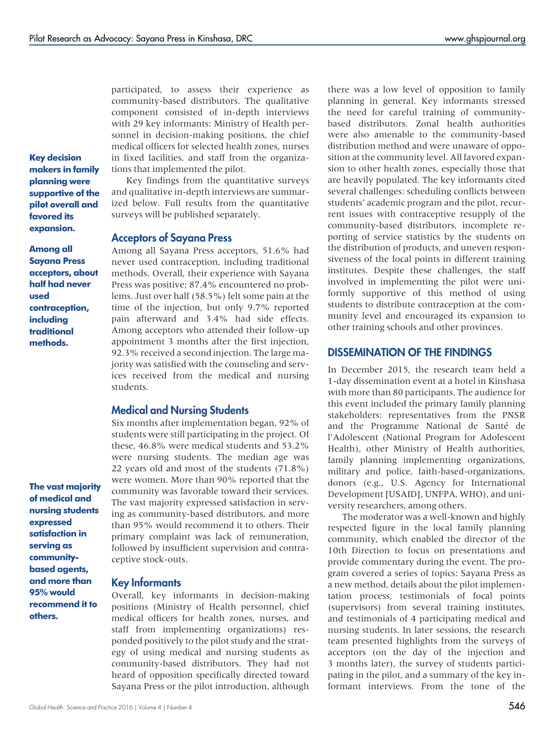participated, to assess their experience as community-based distributors. The qualitative component consisted of in-depth interviews with 29 key informants: Ministry of Health personnel in decision-making positions, the chief medical officers for selected health zones, nurses in fixed facilities, and staff from the organizations that implemented the pilot.

**Key decision makers in family planning were supportive of the pilot overall and favored its expansion.**

Key findings from the quantitative surveys and qualitative in-depth interviews are summarized below. Full results from the quantitative surveys will be published separately.

### Acceptors of Sayana Press

**Among all Sayana Press acceptors, about half had never used contraception, including traditional methods.**

Among all Sayana Press acceptors, 51.6% had never used contraception, including traditional methods. Overall, their experience with Sayana Press was positive; 87.4% encountered no problems. Just over half (58.5%) felt some pain at the time of the injection, but only 9.7% reported pain afterward and 3.4% had side effects. Among acceptors who attended their follow-up appointment 3 months after the first injection, 92.3% received a second injection. The large majority was satisfied with the counseling and services received from the medical and nursing students.

### Medical and Nursing Students

**The vast majority of medical and nursing students expressed satisfaction in serving as community-based agents, and more than 95% would recommend it to others.**

Six months after implementation began, 92% of students were still participating in the project. Of these, 46.8% were medical students and 53.2% were nursing students. The median age was 22 years old and most of the students (71.8%) were women. More than 90% reported that the community was favorable toward their services. The vast majority expressed satisfaction in serving as community-based distributors, and more than 95% would recommend it to others. Their primary complaint was lack of remuneration, followed by insufficient supervision and contraceptive stock-outs.

### Key Informants

Overall, key informants in decision-making positions (Ministry of Health personnel, chief medical officers for health zones, nurses, and staff from implementing organizations) responded positively to the pilot study and the strategy of using medical and nursing students as community-based distributors. They had not heard of opposition specifically directed toward Sayana Press or the pilot introduction, although there was a low level of opposition to family planning in general. Key informants stressed the need for careful training of community-based distributors. Zonal health authorities were also amenable to the community-based distribution method and were unaware of opposition at the community level. All favored expansion to other health zones, especially those that are heavily populated. The key informants cited several challenges: scheduling conflicts between students' academic program and the pilot, recurrent issues with contraceptive resupply of the community-based distributors, incomplete reporting of service statistics by the students on the distribution of products, and uneven responsiveness of the focal points in different training institutes. Despite these challenges, the staff involved in implementing the pilot were uniformly supportive of this method of using students to distribute contraception at the community level and encouraged its expansion to other training schools and other provinces.

## DISSEMINATION OF THE FINDINGS

In December 2015, the research team held a 1-day dissemination event at a hotel in Kinshasa with more than 80 participants. The audience for this event included the primary family planning stakeholders: representatives from the PNSR and the Programme National de Santé de l'Adolescent (National Program for Adolescent Health), other Ministry of Health authorities, family planning implementing organizations, military and police, faith-based-organizations, donors (e.g., U.S. Agency for International Development [USAID], UNFPA, WHO), and university researchers, among others.

The moderator was a well-known and highly respected figure in the local family planning community, which enabled the director of the 10th Direction to focus on presentations and provide commentary during the event. The program covered a series of topics: Sayana Press as a new method, details about the pilot implementation process, testimonials of focal points (supervisors) from several training institutes, and testimonials of 4 participating medical and nursing students. In later sessions, the research team presented highlights from the surveys of acceptors (on the day of the injection and 3 months later), the survey of students participating in the pilot, and a summary of the key informant interviews. From the tone of the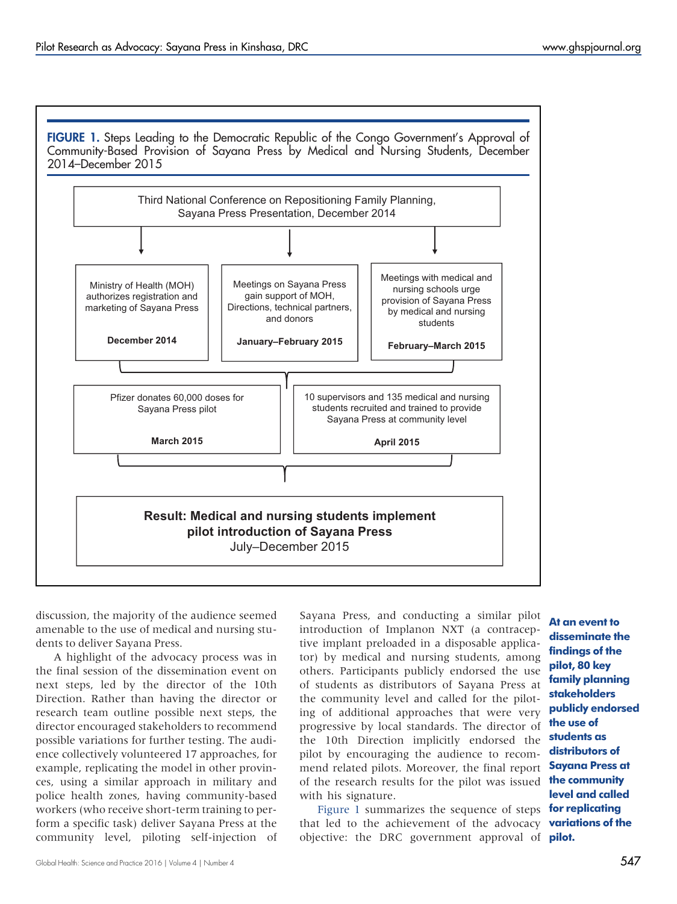**FIGURE 1.** Steps Leading to the Democratic Republic of the Congo Government's Approval of Community-Based Provision of Sayana Press by Medical and Nursing Students, December 2014–December 2015

Third National Conference on Repositioning Family Planning, Sayana Press Presentation, December 2014

- Ministry of Health (MOH) authorizes registration and marketing of Sayana Press — **December 2014**
- Meetings on Sayana Press gain support of MOH, Directions, technical partners, and donors — **January–February 2015**
- Meetings with medical and nursing schools urge provision of Sayana Press by medical and nursing students — **February–March 2015**

- Pfizer donates 60,000 doses for Sayana Press pilot — **March 2015**
- 10 supervisors and 135 medical and nursing students recruited and trained to provide Sayana Press at community level — **April 2015**

**Result: Medical and nursing students implement pilot introduction of Sayana Press**
July–December 2015

discussion, the majority of the audience seemed amenable to the use of medical and nursing students to deliver Sayana Press.

A highlight of the advocacy process was in the final session of the dissemination event on next steps, led by the director of the 10th Direction. Rather than having the director or research team outline possible next steps, the director encouraged stakeholders to recommend possible variations for further testing. The audience collectively volunteered 17 approaches, for example, replicating the model in other provinces, using a similar approach in military and police health zones, having community-based workers (who receive short-term training to perform a specific task) deliver Sayana Press at the community level, piloting self-injection of Sayana Press, and conducting a similar pilot introduction of Implanon NXT (a contraceptive implant preloaded in a disposable applicator) by medical and nursing students, among others. Participants publicly endorsed the use of students as distributors of Sayana Press at the community level and called for the piloting of additional approaches that were very progressive by local standards. The director of the 10th Direction implicitly endorsed the pilot by encouraging the audience to recommend related pilots. Moreover, the final report of the research results for the pilot was issued with his signature.

**At an event to disseminate the findings of the pilot, 80 key family planning stakeholders publicly endorsed the use of students as distributors of Sayana Press at the community level and called for replicating variations of the pilot.**

Figure 1 summarizes the sequence of steps that led to the achievement of the advocacy objective: the DRC government approval of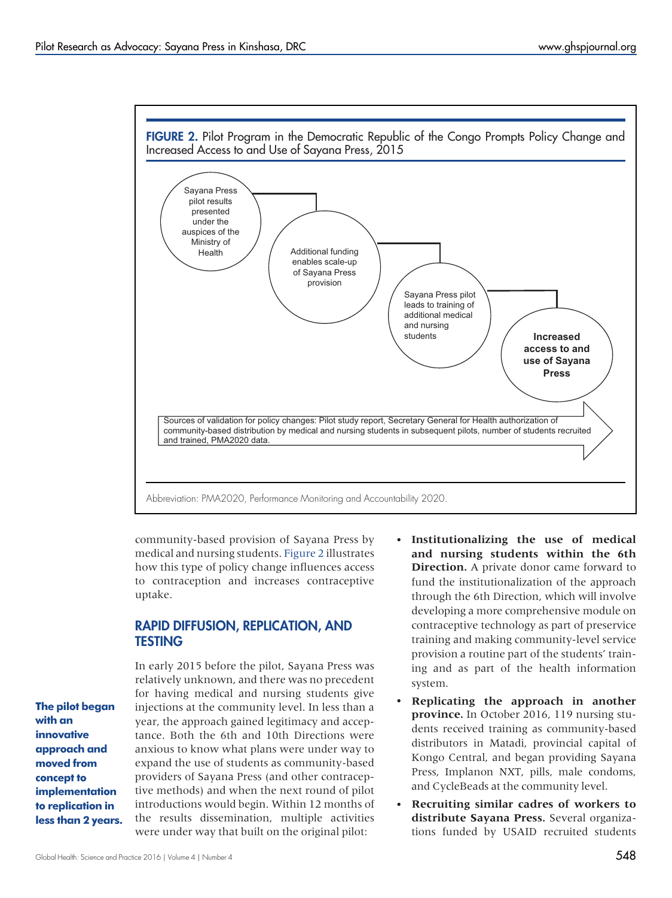**FIGURE 2.** Pilot Program in the Democratic Republic of the Congo Prompts Policy Change and Increased Access to and Use of Sayana Press, 2015

Sayana Press pilot results presented under the auspices of the Ministry of Health

Additional funding enables scale-up of Sayana Press provision

Sayana Press pilot leads to training of additional medical and nursing students

**Increased access to and use of Sayana Press**

Sources of validation for policy changes: Pilot study report, Secretary General for Health authorization of community-based distribution by medical and nursing students in subsequent pilots, number of students recruited and trained, PMA2020 data.

Abbreviation: PMA2020, Performance Monitoring and Accountability 2020.

community-based provision of Sayana Press by medical and nursing students. Figure 2 illustrates how this type of policy change influences access to contraception and increases contraceptive uptake.

## RAPID DIFFUSION, REPLICATION, AND TESTING

**The pilot began with an innovative approach and moved from concept to implementation to replication in less than 2 years.**

In early 2015 before the pilot, Sayana Press was relatively unknown, and there was no precedent for having medical and nursing students give injections at the community level. In less than a year, the approach gained legitimacy and acceptance. Both the 6th and 10th Directions were anxious to know what plans were under way to expand the use of students as community-based providers of Sayana Press (and other contraceptive methods) and when the next round of pilot introductions would begin. Within 12 months of the results dissemination, multiple activities were under way that built on the original pilot:

- **Institutionalizing the use of medical and nursing students within the 6th Direction.** A private donor came forward to fund the institutionalization of the approach through the 6th Direction, which will involve developing a more comprehensive module on contraceptive technology as part of preservice training and making community-level service provision a routine part of the students' training and as part of the health information system.
- **Replicating the approach in another province.** In October 2016, 119 nursing students received training as community-based distributors in Matadi, provincial capital of Kongo Central, and began providing Sayana Press, Implanon NXT, pills, male condoms, and CycleBeads at the community level.
- **Recruiting similar cadres of workers to distribute Sayana Press.** Several organizations funded by USAID recruited students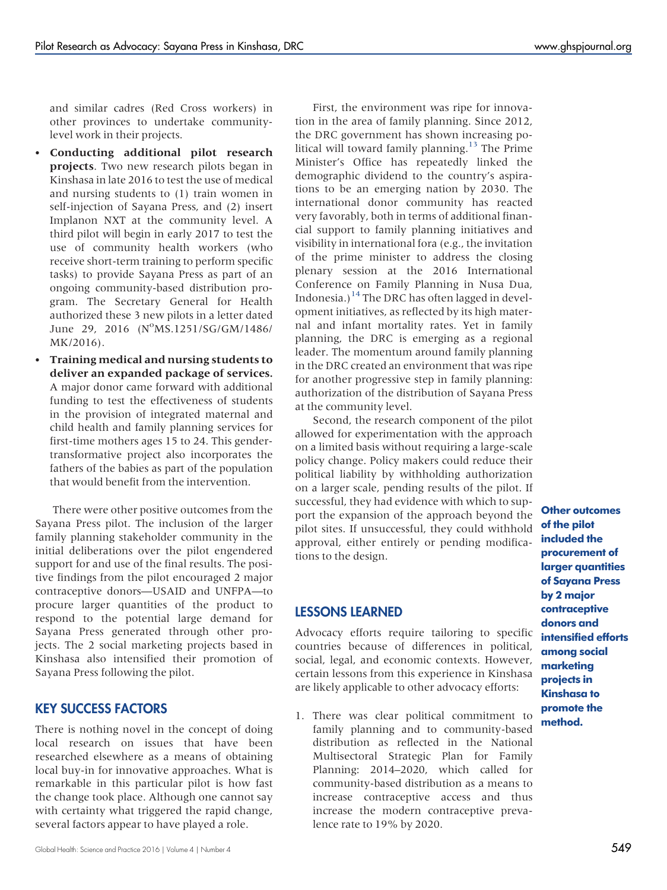and similar cadres (Red Cross workers) in other provinces to undertake community-level work in their projects.

- **Conducting additional pilot research projects**. Two new research pilots began in Kinshasa in late 2016 to test the use of medical and nursing students to (1) train women in self-injection of Sayana Press, and (2) insert Implanon NXT at the community level. A third pilot will begin in early 2017 to test the use of community health workers (who receive short-term training to perform specific tasks) to provide Sayana Press as part of an ongoing community-based distribution program. The Secretary General for Health authorized these 3 new pilots in a letter dated June 29, 2016 (N$^{o}$MS.1251/SG/GM/1486/MK/2016).
- **Training medical and nursing students to deliver an expanded package of services.** A major donor came forward with additional funding to test the effectiveness of students in the provision of integrated maternal and child health and family planning services for first-time mothers ages 15 to 24. This gender-transformative project also incorporates the fathers of the babies as part of the population that would benefit from the intervention.

There were other positive outcomes from the Sayana Press pilot. The inclusion of the larger family planning stakeholder community in the initial deliberations over the pilot engendered support for and use of the final results. The positive findings from the pilot encouraged 2 major contraceptive donors—USAID and UNFPA—to procure larger quantities of the product to respond to the potential large demand for Sayana Press generated through other projects. The 2 social marketing projects based in Kinshasa also intensified their promotion of Sayana Press following the pilot.

**Other outcomes of the pilot included the procurement of larger quantities of Sayana Press by 2 major contraceptive donors and intensified efforts among social marketing projects in Kinshasa to promote the method.**

## KEY SUCCESS FACTORS

There is nothing novel in the concept of doing local research on issues that have been researched elsewhere as a means of obtaining local buy-in for innovative approaches. What is remarkable in this particular pilot is how fast the change took place. Although one cannot say with certainty what triggered the rapid change, several factors appear to have played a role.

First, the environment was ripe for innovation in the area of family planning. Since 2012, the DRC government has shown increasing political will toward family planning.[13] The Prime Minister's Office has repeatedly linked the demographic dividend to the country's aspirations to be an emerging nation by 2030. The international donor community has reacted very favorably, both in terms of additional financial support to family planning initiatives and visibility in international fora (e.g., the invitation of the prime minister to address the closing plenary session at the 2016 International Conference on Family Planning in Nusa Dua, Indonesia.)[14] The DRC has often lagged in development initiatives, as reflected by its high maternal and infant mortality rates. Yet in family planning, the DRC is emerging as a regional leader. The momentum around family planning in the DRC created an environment that was ripe for another progressive step in family planning: authorization of the distribution of Sayana Press at the community level.

Second, the research component of the pilot allowed for experimentation with the approach on a limited basis without requiring a large-scale policy change. Policy makers could reduce their political liability by withholding authorization on a larger scale, pending results of the pilot. If successful, they had evidence with which to support the expansion of the approach beyond the pilot sites. If unsuccessful, they could withhold approval, either entirely or pending modifications to the design.

## LESSONS LEARNED

Advocacy efforts require tailoring to specific countries because of differences in political, social, legal, and economic contexts. However, certain lessons from this experience in Kinshasa are likely applicable to other advocacy efforts:

1. There was clear political commitment to family planning and to community-based distribution as reflected in the National Multisectoral Strategic Plan for Family Planning: 2014–2020, which called for community-based distribution as a means to increase contraceptive access and thus increase the modern contraceptive prevalence rate to 19% by 2020.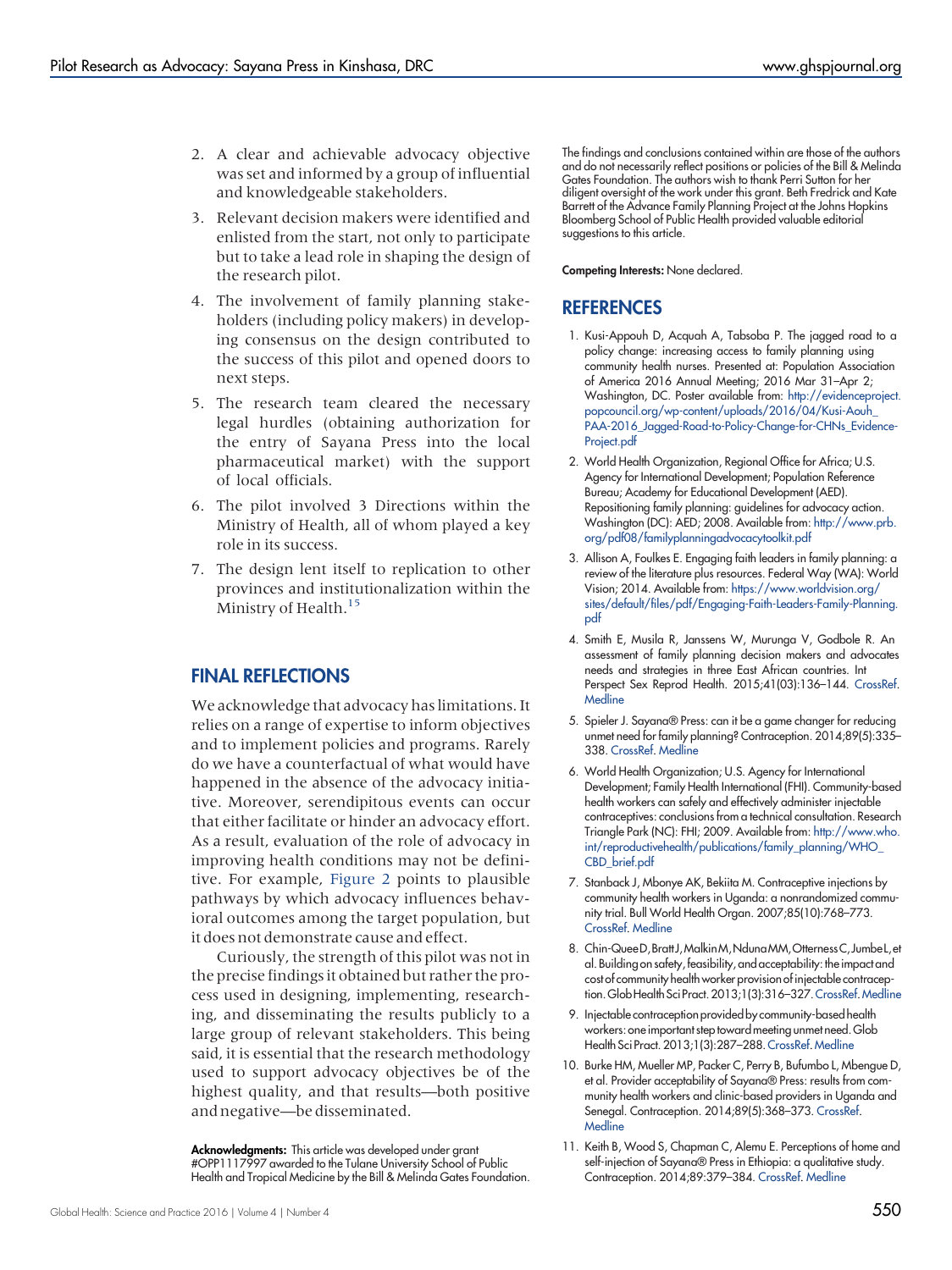2. A clear and achievable advocacy objective was set and informed by a group of influential and knowledgeable stakeholders.
3. Relevant decision makers were identified and enlisted from the start, not only to participate but to take a lead role in shaping the design of the research pilot.
4. The involvement of family planning stakeholders (including policy makers) in developing consensus on the design contributed to the success of this pilot and opened doors to next steps.
5. The research team cleared the necessary legal hurdles (obtaining authorization for the entry of Sayana Press into the local pharmaceutical market) with the support of local officials.
6. The pilot involved 3 Directions within the Ministry of Health, all of whom played a key role in its success.
7. The design lent itself to replication to other provinces and institutionalization within the Ministry of Health.[15]

## FINAL REFLECTIONS

We acknowledge that advocacy has limitations. It relies on a range of expertise to inform objectives and to implement policies and programs. Rarely do we have a counterfactual of what would have happened in the absence of the advocacy initiative. Moreover, serendipitous events can occur that either facilitate or hinder an advocacy effort. As a result, evaluation of the role of advocacy in improving health conditions may not be definitive. For example, Figure 2 points to plausible pathways by which advocacy influences behavioral outcomes among the target population, but it does not demonstrate cause and effect.

Curiously, the strength of this pilot was not in the precise findings it obtained but rather the process used in designing, implementing, researching, and disseminating the results publicly to a large group of relevant stakeholders. This being said, it is essential that the research methodology used to support advocacy objectives be of the highest quality, and that results—both positive and negative—be disseminated.

**Acknowledgments:** This article was developed under grant #OPP1117997 awarded to the Tulane University School of Public Health and Tropical Medicine by the Bill & Melinda Gates Foundation. The findings and conclusions contained within are those of the authors and do not necessarily reflect positions or policies of the Bill & Melinda Gates Foundation. The authors wish to thank Perri Sutton for her diligent oversight of the work under this grant. Beth Fredrick and Kate Barrett of the Advance Family Planning Project at the Johns Hopkins Bloomberg School of Public Health provided valuable editorial suggestions to this article.

**Competing Interests:** None declared.

## REFERENCES

1. Kusi-Appouh D, Acquah A, Tabsoba P. The jagged road to a policy change: increasing access to family planning using community health nurses. Presented at: Population Association of America 2016 Annual Meeting; 2016 Mar 31–Apr 2; Washington, DC. Poster available from: http://evidenceproject.popcouncil.org/wp-content/uploads/2016/04/Kusi-Aouh_PAA-2016_Jagged-Road-to-Policy-Change-for-CHNs_Evidence-Project.pdf
2. World Health Organization, Regional Office for Africa; U.S. Agency for International Development; Population Reference Bureau; Academy for Educational Development (AED). Repositioning family planning: guidelines for advocacy action. Washington (DC): AED; 2008. Available from: http://www.prb.org/pdf08/familyplanningadvocacytoolkit.pdf
3. Allison A, Foulkes E. Engaging faith leaders in family planning: a review of the literature plus resources. Federal Way (WA): World Vision; 2014. Available from: https://www.worldvision.org/sites/default/files/pdf/Engaging-Faith-Leaders-Family-Planning.pdf
4. Smith E, Musila R, Janssens W, Murunga V, Godbole R. An assessment of family planning decision makers and advocates needs and strategies in three East African countries. Int Perspect Sex Reprod Health. 2015;41(03):136–144. CrossRef. Medline
5. Spieler J. Sayana® Press: can it be a game changer for reducing unmet need for family planning? Contraception. 2014;89(5):335–338. CrossRef. Medline
6. World Health Organization; U.S. Agency for International Development; Family Health International (FHI). Community-based health workers can safely and effectively administer injectable contraceptives: conclusions from a technical consultation. Research Triangle Park (NC): FHI; 2009. Available from: http://www.who.int/reproductivehealth/publications/family_planning/WHO_CBD_brief.pdf
7. Stanback J, Mbonye AK, Bekiita M. Contraceptive injections by community health workers in Uganda: a nonrandomized community trial. Bull World Health Organ. 2007;85(10):768–773. CrossRef. Medline
8. Chin-Quee D, Bratt J, Malkin M, Nduna MM, Otterness C, Jumbe L, et al. Building on safety, feasibility, and acceptability: the impact and cost of community health worker provision of injectable contraception. Glob Health Sci Pract. 2013;1(3):316–327. CrossRef. Medline
9. Injectable contraception provided by community-based health workers: one important step toward meeting unmet need. Glob Health Sci Pract. 2013;1(3):287–288. CrossRef. Medline
10. Burke HM, Mueller MP, Packer C, Perry B, Bufumbo L, Mbengue D, et al. Provider acceptability of Sayana® Press: results from community health workers and clinic-based providers in Uganda and Senegal. Contraception. 2014;89(5):368–373. CrossRef. Medline
11. Keith B, Wood S, Chapman C, Alemu E. Perceptions of home and self-injection of Sayana® Press in Ethiopia: a qualitative study. Contraception. 2014;89:379–384. CrossRef. Medline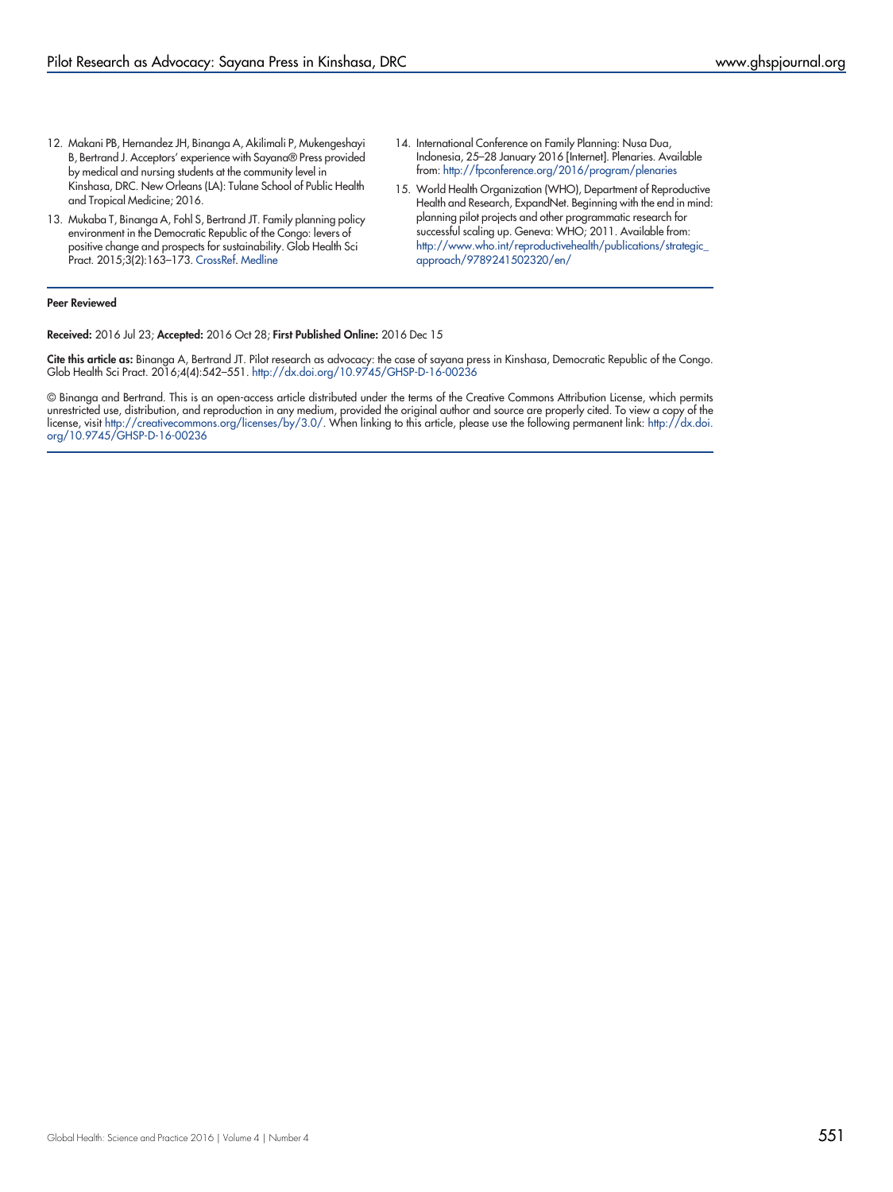12. Makani PB, Hernandez JH, Binanga A, Akilimali P, Mukengeshayi B, Bertrand J. Acceptors' experience with Sayana® Press provided by medical and nursing students at the community level in Kinshasa, DRC. New Orleans (LA): Tulane School of Public Health and Tropical Medicine; 2016.

13. Mukaba T, Binanga A, Fohl S, Bertrand JT. Family planning policy environment in the Democratic Republic of the Congo: levers of positive change and prospects for sustainability. Glob Health Sci Pract. 2015;3(2):163–173. CrossRef. Medline

14. International Conference on Family Planning: Nusa Dua, Indonesia, 25–28 January 2016 [Internet]. Plenaries. Available from: http://fpconference.org/2016/program/plenaries

15. World Health Organization (WHO), Department of Reproductive Health and Research, ExpandNet. Beginning with the end in mind: planning pilot projects and other programmatic research for successful scaling up. Geneva: WHO; 2011. Available from: http://www.who.int/reproductivehealth/publications/strategic_approach/9789241502320/en/

**Peer Reviewed**

**Received:** 2016 Jul 23; **Accepted:** 2016 Oct 28; **First Published Online:** 2016 Dec 15

**Cite this article as:** Binanga A, Bertrand JT. Pilot research as advocacy: the case of sayana press in Kinshasa, Democratic Republic of the Congo. Glob Health Sci Pract. 2016;4(4):542–551. http://dx.doi.org/10.9745/GHSP-D-16-00236

© Binanga and Bertrand. This is an open-access article distributed under the terms of the Creative Commons Attribution License, which permits unrestricted use, distribution, and reproduction in any medium, provided the original author and source are properly cited. To view a copy of the license, visit http://creativecommons.org/licenses/by/3.0/. When linking to this article, please use the following permanent link: http://dx.doi.org/10.9745/GHSP-D-16-00236